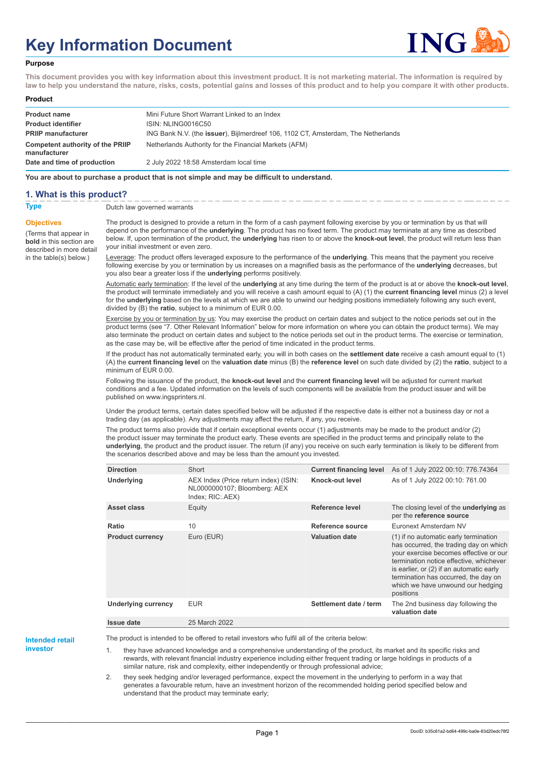# Key Information Document

**Purpose**

**This document provides you with key information about this investment product. It is not marketing material. The information is required by law to help you understand the nature, risks, costs, potential gains and losses of this product and to help you compare it with other products.**

**Product**

| | |
|---|---|
| **Product name** | Mini Future Short Warrant Linked to an Index |
| **Product identifier** | ISIN: NLING0016C50 |
| **PRIIP manufacturer** | ING Bank N.V. (the **issuer**), Bijlmerdreef 106, 1102 CT, Amsterdam, The Netherlands |
| **Competent authority of the PRIIP manufacturer** | Netherlands Authority for the Financial Markets (AFM) |
| **Date and time of production** | 2 July 2022 18:58 Amsterdam local time |

**You are about to purchase a product that is not simple and may be difficult to understand.**

## 1. What is this product?

**Type**

Dutch law governed warrants

**Objectives**

(Terms that appear in **bold** in this section are described in more detail in the table(s) below.)

The product is designed to provide a return in the form of a cash payment following exercise by you or termination by us that will depend on the performance of the **underlying**. The product has no fixed term. The product may terminate at any time as described below. If, upon termination of the product, the **underlying** has risen to or above the **knock-out level**, the product will return less than your initial investment or even zero.

Leverage: The product offers leveraged exposure to the performance of the **underlying**. This means that the payment you receive following exercise by you or termination by us increases on a magnified basis as the performance of the **underlying** decreases, but you also bear a greater loss if the **underlying** performs positively.

Automatic early termination: If the level of the **underlying** at any time during the term of the product is at or above the **knock-out level**, the product will terminate immediately and you will receive a cash amount equal to (A) (1) the **current financing level** minus (2) a level for the **underlying** based on the levels at which we are able to unwind our hedging positions immediately following any such event, divided by (B) the **ratio**, subject to a minimum of EUR 0.00.

Exercise by you or termination by us: You may exercise the product on certain dates and subject to the notice periods set out in the product terms (see "7. Other Relevant Information" below for more information on where you can obtain the product terms). We may also terminate the product on certain dates and subject to the notice periods set out in the product terms. The exercise or termination, as the case may be, will be effective after the period of time indicated in the product terms.

If the product has not automatically terminated early, you will in both cases on the **settlement date** receive a cash amount equal to (1) (A) the **current financing level** on the **valuation date** minus (B) the **reference level** on such date divided by (2) the **ratio**, subject to a minimum of EUR 0.00.

Following the issuance of the product, the **knock-out level** and the **current financing level** will be adjusted for current market conditions and a fee. Updated information on the levels of such components will be available from the product issuer and will be published on www.ingsprinters.nl.

Under the product terms, certain dates specified below will be adjusted if the respective date is either not a business day or not a trading day (as applicable). Any adjustments may affect the return, if any, you receive.

The product terms also provide that if certain exceptional events occur (1) adjustments may be made to the product and/or (2) the product issuer may terminate the product early. These events are specified in the product terms and principally relate to the **underlying**, the product and the product issuer. The return (if any) you receive on such early termination is likely to be different from the scenarios described above and may be less than the amount you invested.

| | | | |
|---|---|---|---|
| **Direction** | Short | **Current financing level** | As of 1 July 2022 00:10: 776.74364 |
| **Underlying** | AEX Index (Price return index) (ISIN: NL0000000107; Bloomberg: AEX Index; RIC:.AEX) | **Knock-out level** | As of 1 July 2022 00:10: 761.00 |
| **Asset class** | Equity | **Reference level** | The closing level of the **underlying** as per the **reference source** |
| **Ratio** | 10 | **Reference source** | Euronext Amsterdam NV |
| **Product currency** | Euro (EUR) | **Valuation date** | (1) if no automatic early termination has occurred, the trading day on which your exercise becomes effective or our termination notice effective, whichever is earlier, or (2) if an automatic early termination has occurred, the day on which we have unwound our hedging positions |
| **Underlying currency** | EUR | **Settlement date / term** | The 2nd business day following the **valuation date** |
| **Issue date** | 25 March 2022 | | |

**Intended retail investor**

The product is intended to be offered to retail investors who fulfil all of the criteria below:

1. they have advanced knowledge and a comprehensive understanding of the product, its market and its specific risks and rewards, with relevant financial industry experience including either frequent trading or large holdings in products of a similar nature, risk and complexity, either independently or through professional advice;
2. they seek hedging and/or leveraged performance, expect the movement in the underlying to perform in a way that generates a favourable return, have an investment horizon of the recommended holding period specified below and understand that the product may terminate early;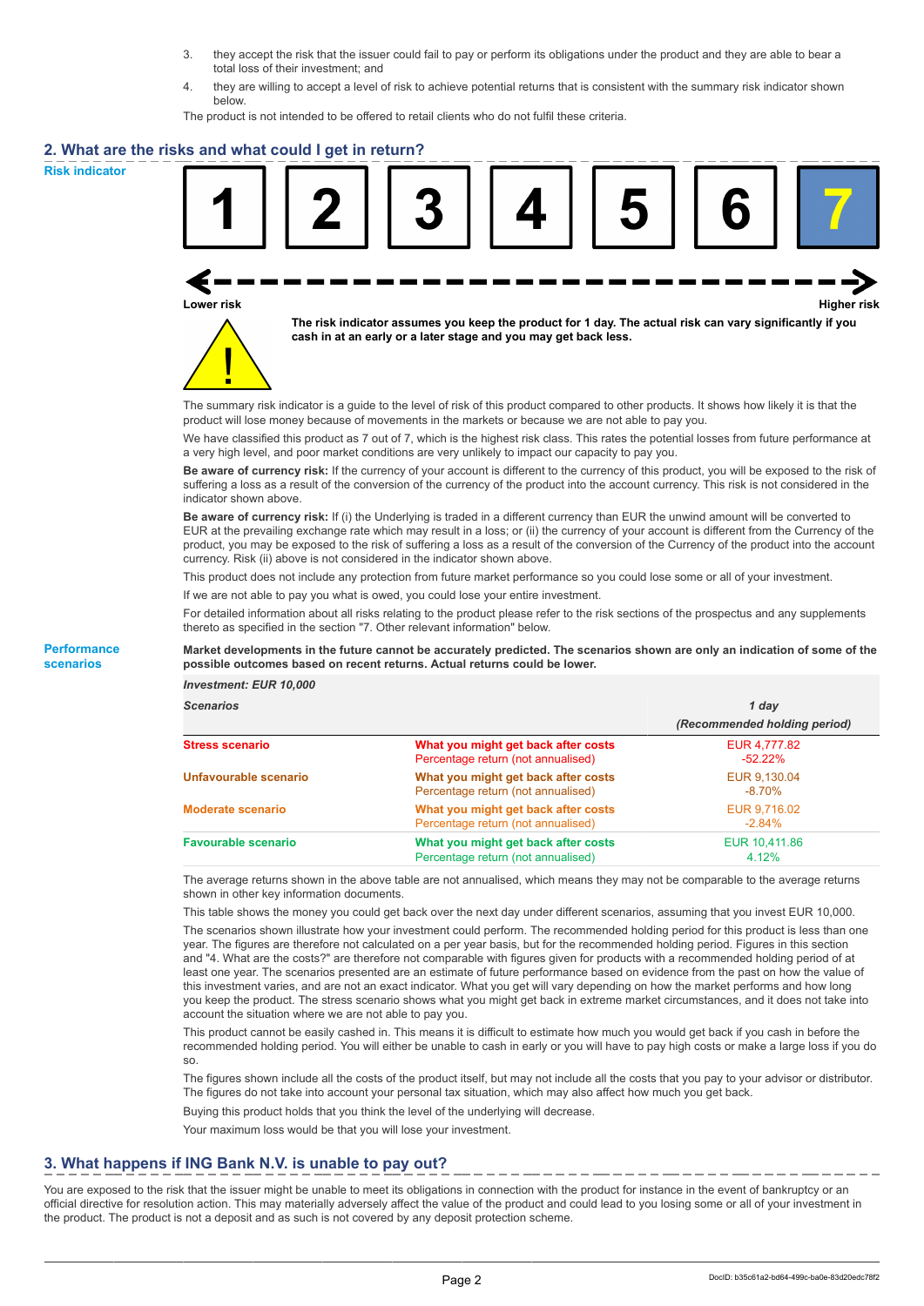3. they accept the risk that the issuer could fail to pay or perform its obligations under the product and they are able to bear a total loss of their investment; and
4. they are willing to accept a level of risk to achieve potential returns that is consistent with the summary risk indicator shown below.

The product is not intended to be offered to retail clients who do not fulfil these criteria.

## 2. What are the risks and what could I get in return?

**Risk indicator**

| 1 | 2 | 3 | 4 | 5 | 6 | **7** |
|---|---|---|---|---|---|---|

Lower risk ← → Higher risk

**The risk indicator assumes you keep the product for 1 day. The actual risk can vary significantly if you cash in at an early or a later stage and you may get back less.**

The summary risk indicator is a guide to the level of risk of this product compared to other products. It shows how likely it is that the product will lose money because of movements in the markets or because we are not able to pay you.

We have classified this product as 7 out of 7, which is the highest risk class. This rates the potential losses from future performance at a very high level, and poor market conditions are very unlikely to impact our capacity to pay you.

**Be aware of currency risk:** If the currency of your account is different to the currency of this product, you will be exposed to the risk of suffering a loss as a result of the conversion of the currency of the product into the account currency. This risk is not considered in the indicator shown above.

**Be aware of currency risk:** If (i) the Underlying is traded in a different currency than EUR the unwind amount will be converted to EUR at the prevailing exchange rate which may result in a loss; or (ii) the currency of your account is different from the Currency of the product, you may be exposed to the risk of suffering a loss as a result of the conversion of the Currency of the product into the account currency. Risk (ii) above is not considered in the indicator shown above.

This product does not include any protection from future market performance so you could lose some or all of your investment.

If we are not able to pay you what is owed, you could lose your entire investment.

For detailed information about all risks relating to the product please refer to the risk sections of the prospectus and any supplements thereto as specified in the section "7. Other relevant information" below.

**Performance scenarios**

**Market developments in the future cannot be accurately predicted. The scenarios shown are only an indication of some of the possible outcomes based on recent returns. Actual returns could be lower.**

| *Investment: EUR 10,000* | | |
|---|---|---|
| ***Scenarios*** | | ***1 day*** ***(Recommended holding period)*** |
| **Stress scenario** | **What you might get back after costs** | EUR 4,777.82 |
| | Percentage return (not annualised) | -52.22% |
| **Unfavourable scenario** | **What you might get back after costs** | EUR 9,130.04 |
| | Percentage return (not annualised) | -8.70% |
| **Moderate scenario** | **What you might get back after costs** | EUR 9,716.02 |
| | Percentage return (not annualised) | -2.84% |
| **Favourable scenario** | **What you might get back after costs** | EUR 10,411.86 |
| | Percentage return (not annualised) | 4.12% |

The average returns shown in the above table are not annualised, which means they may not be comparable to the average returns shown in other key information documents.

This table shows the money you could get back over the next day under different scenarios, assuming that you invest EUR 10,000.

The scenarios shown illustrate how your investment could perform. The recommended holding period for this product is less than one year. The figures are therefore not calculated on a per year basis, but for the recommended holding period. Figures in this section and "4. What are the costs?" are therefore not comparable with figures given for products with a recommended holding period of at least one year. The scenarios presented are an estimate of future performance based on evidence from the past on how the value of this investment varies, and are not an exact indicator. What you get will vary depending on how the market performs and how long you keep the product. The stress scenario shows what you might get back in extreme market circumstances, and it does not take into account the situation where we are not able to pay you.

This product cannot be easily cashed in. This means it is difficult to estimate how much you would get back if you cash in before the recommended holding period. You will either be unable to cash in early or you will have to pay high costs or make a large loss if you do so.

The figures shown include all the costs of the product itself, but may not include all the costs that you pay to your advisor or distributor. The figures do not take into account your personal tax situation, which may also affect how much you get back.

Buying this product holds that you think the level of the underlying will decrease.

Your maximum loss would be that you will lose your investment.

## 3. What happens if ING Bank N.V. is unable to pay out?

You are exposed to the risk that the issuer might be unable to meet its obligations in connection with the product for instance in the event of bankruptcy or an official directive for resolution action. This may materially adversely affect the value of the product and could lead to you losing some or all of your investment in the product. The product is not a deposit and as such is not covered by any deposit protection scheme.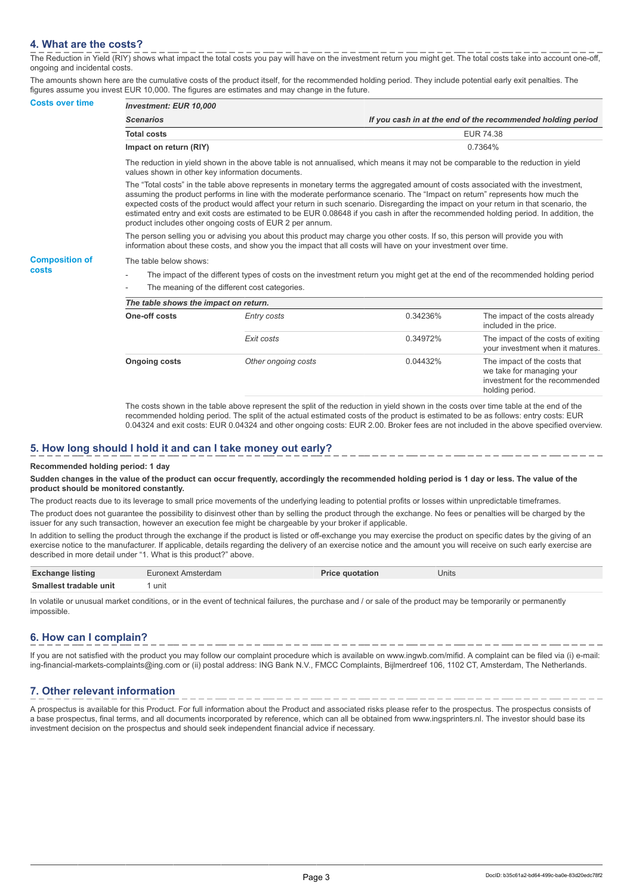## 4. What are the costs?

The Reduction in Yield (RIY) shows what impact the total costs you pay will have on the investment return you might get. The total costs take into account one-off, ongoing and incidental costs.

The amounts shown here are the cumulative costs of the product itself, for the recommended holding period. They include potential early exit penalties. The figures assume you invest EUR 10,000. The figures are estimates and may change in the future.

**Costs over time**

| *Investment: EUR 10,000* | |
|---|---|
| ***Scenarios*** | ***If you cash in at the end of the recommended holding period*** |
| **Total costs** | EUR 74.38 |
| **Impact on return (RIY)** | 0.7364% |

The reduction in yield shown in the above table is not annualised, which means it may not be comparable to the reduction in yield values shown in other key information documents.

The "Total costs" in the table above represents in monetary terms the aggregated amount of costs associated with the investment, assuming the product performs in line with the moderate performance scenario. The "Impact on return" represents how much the expected costs of the product would affect your return in such scenario. Disregarding the impact on your return in that scenario, the estimated entry and exit costs are estimated to be EUR 0.08648 if you cash in after the recommended holding period. In addition, the product includes other ongoing costs of EUR 2 per annum.

The person selling you or advising you about this product may charge you other costs. If so, this person will provide you with information about these costs, and show you the impact that all costs will have on your investment over time.

**Composition of costs**

The table below shows:

- The impact of the different types of costs on the investment return you might get at the end of the recommended holding period
- The meaning of the different cost categories.

| *The table shows the impact on return.* | | | |
|---|---|---|---|
| **One-off costs** | *Entry costs* | 0.34236% | The impact of the costs already included in the price. |
| | *Exit costs* | 0.34972% | The impact of the costs of exiting your investment when it matures. |
| **Ongoing costs** | *Other ongoing costs* | 0.04432% | The impact of the costs that we take for managing your investment for the recommended holding period. |

The costs shown in the table above represent the split of the reduction in yield shown in the costs over time table at the end of the recommended holding period. The split of the actual estimated costs of the product is estimated to be as follows: entry costs: EUR 0.04324 and exit costs: EUR 0.04324 and other ongoing costs: EUR 2.00. Broker fees are not included in the above specified overview.

## 5. How long should I hold it and can I take money out early?

**Recommended holding period: 1 day**

**Sudden changes in the value of the product can occur frequently, accordingly the recommended holding period is 1 day or less. The value of the product should be monitored constantly.**

The product reacts due to its leverage to small price movements of the underlying leading to potential profits or losses within unpredictable timeframes.

The product does not guarantee the possibility to disinvest other than by selling the product through the exchange. No fees or penalties will be charged by the issuer for any such transaction, however an execution fee might be chargeable by your broker if applicable.

In addition to selling the product through the exchange if the product is listed or off-exchange you may exercise the product on specific dates by the giving of an exercise notice to the manufacturer. If applicable, details regarding the delivery of an exercise notice and the amount you will receive on such early exercise are described in more detail under "1. What is this product?" above.

| **Exchange listing** | Euronext Amsterdam | **Price quotation** | Units |
|---|---|---|---|
| **Smallest tradable unit** | 1 unit | | |

In volatile or unusual market conditions, or in the event of technical failures, the purchase and / or sale of the product may be temporarily or permanently impossible.

## 6. How can I complain?

If you are not satisfied with the product you may follow our complaint procedure which is available on www.ingwb.com/mifid. A complaint can be filed via (i) e-mail: ing-financial-markets-complaints@ing.com or (ii) postal address: ING Bank N.V., FMCC Complaints, Bijlmerdreef 106, 1102 CT, Amsterdam, The Netherlands.

## 7. Other relevant information

A prospectus is available for this Product. For full information about the Product and associated risks please refer to the prospectus. The prospectus consists of a base prospectus, final terms, and all documents incorporated by reference, which can all be obtained from www.ingsprinters.nl. The investor should base its investment decision on the prospectus and should seek independent financial advice if necessary.